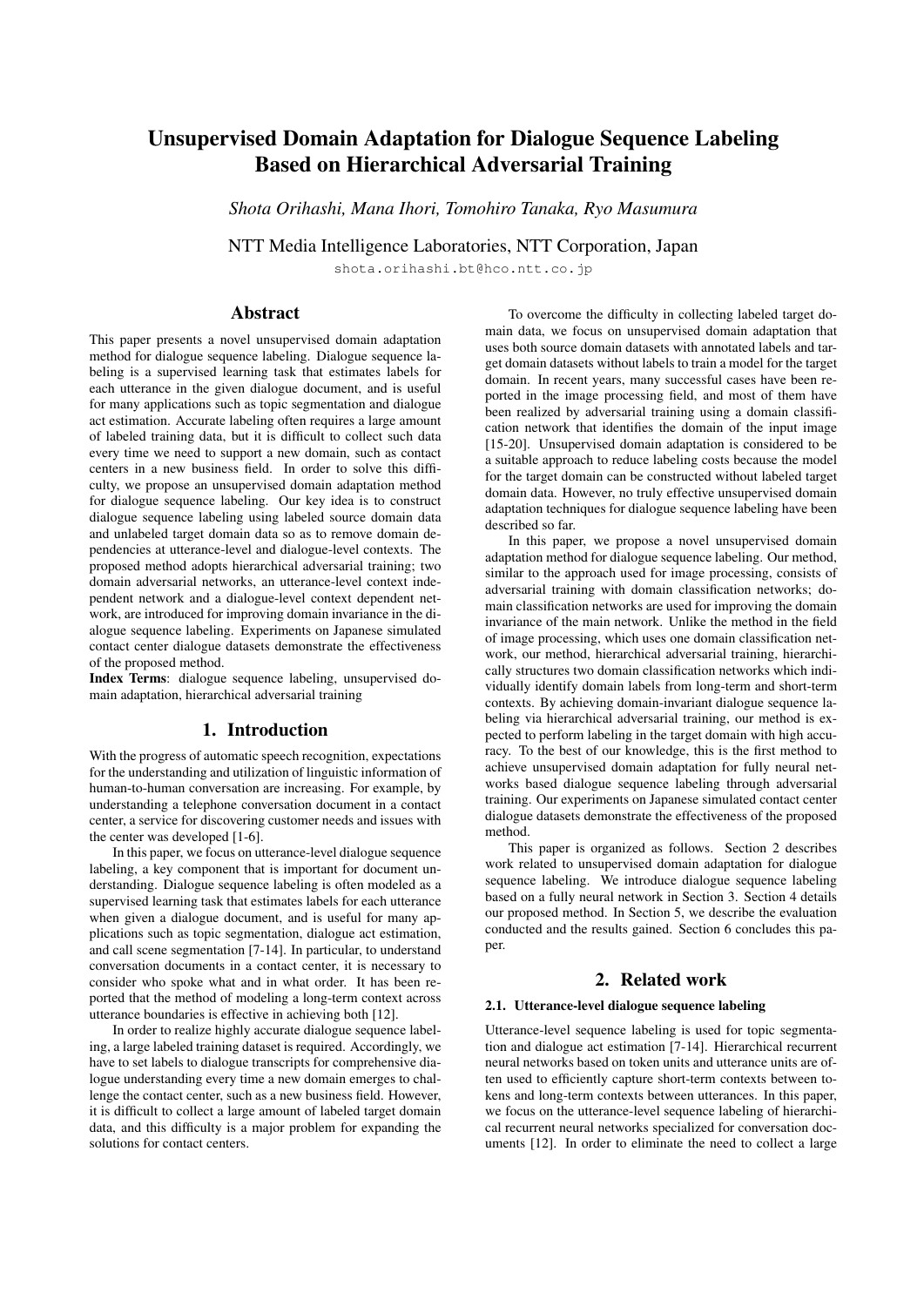# Unsupervised Domain Adaptation for Dialogue Sequence Labeling Based on Hierarchical Adversarial Training

*Shota Orihashi, Mana Ihori, Tomohiro Tanaka, Ryo Masumura*

NTT Media Intelligence Laboratories, NTT Corporation, Japan

shota.orihashi.bt@hco.ntt.co.jp

## Abstract

This paper presents a novel unsupervised domain adaptation method for dialogue sequence labeling. Dialogue sequence labeling is a supervised learning task that estimates labels for each utterance in the given dialogue document, and is useful for many applications such as topic segmentation and dialogue act estimation. Accurate labeling often requires a large amount of labeled training data, but it is difficult to collect such data every time we need to support a new domain, such as contact centers in a new business field. In order to solve this difficulty, we propose an unsupervised domain adaptation method for dialogue sequence labeling. Our key idea is to construct dialogue sequence labeling using labeled source domain data and unlabeled target domain data so as to remove domain dependencies at utterance-level and dialogue-level contexts. The proposed method adopts hierarchical adversarial training; two domain adversarial networks, an utterance-level context independent network and a dialogue-level context dependent network, are introduced for improving domain invariance in the dialogue sequence labeling. Experiments on Japanese simulated contact center dialogue datasets demonstrate the effectiveness of the proposed method.

**Index Terms**: dialogue sequence labeling, unsupervised domain adaptation, hierarchical adversarial training

## 1. Introduction

With the progress of automatic speech recognition, expectations for the understanding and utilization of linguistic information of human-to-human conversation are increasing. For example, by understanding a telephone conversation document in a contact center, a service for discovering customer needs and issues with the center was developed [1-6].

In this paper, we focus on utterance-level dialogue sequence labeling, a key component that is important for document understanding. Dialogue sequence labeling is often modeled as a supervised learning task that estimates labels for each utterance when given a dialogue document, and is useful for many applications such as topic segmentation, dialogue act estimation, and call scene segmentation [7-14]. In particular, to understand conversation documents in a contact center, it is necessary to consider who spoke what and in what order. It has been reported that the method of modeling a long-term context across utterance boundaries is effective in achieving both [12].

In order to realize highly accurate dialogue sequence labeling, a large labeled training dataset is required. Accordingly, we have to set labels to dialogue transcripts for comprehensive dialogue understanding every time a new domain emerges to challenge the contact center, such as a new business field. However, it is difficult to collect a large amount of labeled target domain data, and this difficulty is a major problem for expanding the solutions for contact centers.

To overcome the difficulty in collecting labeled target domain data, we focus on unsupervised domain adaptation that uses both source domain datasets with annotated labels and target domain datasets without labels to train a model for the target domain. In recent years, many successful cases have been reported in the image processing field, and most of them have been realized by adversarial training using a domain classification network that identifies the domain of the input image [15-20]. Unsupervised domain adaptation is considered to be a suitable approach to reduce labeling costs because the model for the target domain can be constructed without labeled target domain data. However, no truly effective unsupervised domain adaptation techniques for dialogue sequence labeling have been described so far.

In this paper, we propose a novel unsupervised domain adaptation method for dialogue sequence labeling. Our method, similar to the approach used for image processing, consists of adversarial training with domain classification networks; domain classification networks are used for improving the domain invariance of the main network. Unlike the method in the field of image processing, which uses one domain classification network, our method, hierarchical adversarial training, hierarchically structures two domain classification networks which individually identify domain labels from long-term and short-term contexts. By achieving domain-invariant dialogue sequence labeling via hierarchical adversarial training, our method is expected to perform labeling in the target domain with high accuracy. To the best of our knowledge, this is the first method to achieve unsupervised domain adaptation for fully neural networks based dialogue sequence labeling through adversarial training. Our experiments on Japanese simulated contact center dialogue datasets demonstrate the effectiveness of the proposed method.

This paper is organized as follows. Section 2 describes work related to unsupervised domain adaptation for dialogue sequence labeling. We introduce dialogue sequence labeling based on a fully neural network in Section 3. Section 4 details our proposed method. In Section 5, we describe the evaluation conducted and the results gained. Section 6 concludes this paper.

## 2. Related work

### 2.1. Utterance-level dialogue sequence labeling

Utterance-level sequence labeling is used for topic segmentation and dialogue act estimation [7-14]. Hierarchical recurrent neural networks based on token units and utterance units are often used to efficiently capture short-term contexts between tokens and long-term contexts between utterances. In this paper, we focus on the utterance-level sequence labeling of hierarchical recurrent neural networks specialized for conversation documents [12]. In order to eliminate the need to collect a large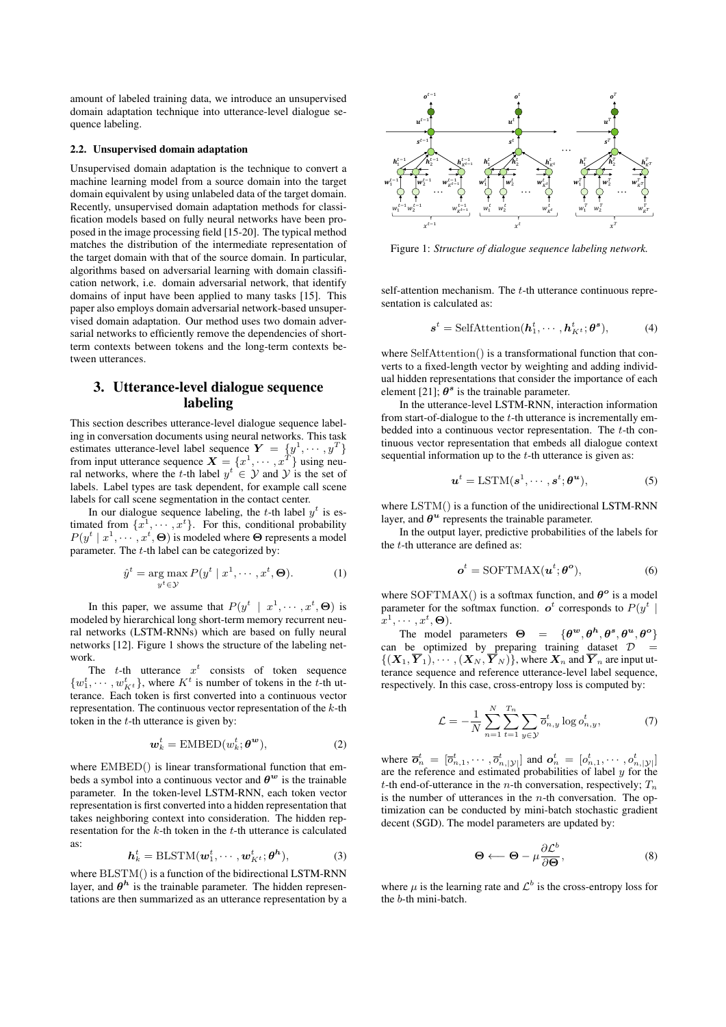amount of labeled training data, we introduce an unsupervised domain adaptation technique into utterance-level dialogue sequence labeling.

### 2.2. Unsupervised domain adaptation

Unsupervised domain adaptation is the technique to convert a machine learning model from a source domain into the target domain equivalent by using unlabeled data of the target domain. Recently, unsupervised domain adaptation methods for classification models based on fully neural networks have been proposed in the image processing field [15-20]. The typical method matches the distribution of the intermediate representation of the target domain with that of the source domain. In particular, algorithms based on adversarial learning with domain classification network, i.e. domain adversarial network, that identify domains of input have been applied to many tasks [15]. This paper also employs domain adversarial network-based unsupervised domain adaptation. Our method uses two domain adversarial networks to efficiently remove the dependencies of short-term contexts between tokens and the long-term contexts between utterances.

## 3. Utterance-level dialogue sequence labeling

This section describes utterance-level dialogue sequence labeling in conversation documents using neural networks. This task estimates utterance-level label sequence $\boldsymbol{Y} = \{y^1, \cdots, y^T\}$ from input utterance sequence $\boldsymbol{X} = \{x^1, \cdots, x^T\}$ using neural networks, where the $t$-th label $y^t \in \mathcal{Y}$ and $\mathcal{Y}$ is the set of labels. Label types are task dependent, for example call scene labels for call scene segmentation in the contact center.

In our dialogue sequence labeling, the $t$-th label $y^t$ is estimated from $\{x^1, \cdots, x^t\}$. For this, conditional probability $P(y^t \mid x^1, \cdots, x^t, \boldsymbol{\Theta})$ is modeled where $\boldsymbol{\Theta}$ represents a model parameter. The $t$-th label can be categorized by:

$$\hat{y}^t = \underset{y^t \in \mathcal{Y}}{\arg\max}\, P(y^t \mid x^1, \cdots, x^t, \boldsymbol{\Theta}). \tag{1}$$

In this paper, we assume that $P(y^t \mid x^1, \cdots, x^t, \boldsymbol{\Theta})$ is modeled by hierarchical long short-term memory recurrent neural networks (LSTM-RNNs) which are based on fully neural networks [12]. Figure 1 shows the structure of the labeling network.

The $t$-th utterance $x^t$ consists of token sequence $\{w_1^t, \cdots, w_{K^t}^t\}$, where $K^t$ is number of tokens in the $t$-th utterance. Each token is first converted into a continuous vector representation. The continuous vector representation of the $k$-th token in the $t$-th utterance is given by:

$$\boldsymbol{w}_k^t = \mathrm{EMBED}(w_k^t; \boldsymbol{\theta^w}), \tag{2}$$

where $\mathrm{EMBED}()$ is linear transformational function that embeds a symbol into a continuous vector and $\boldsymbol{\theta^w}$ is the trainable parameter. In the token-level LSTM-RNN, each token vector representation is first converted into a hidden representation that takes neighboring context into consideration. The hidden representation for the $k$-th token in the $t$-th utterance is calculated as:

$$\boldsymbol{h}_k^t = \mathrm{BLSTM}(\boldsymbol{w}_1^t, \cdots, \boldsymbol{w}_{K^t}^t; \boldsymbol{\theta^h}), \tag{3}$$

where $\mathrm{BLSTM}()$ is a function of the bidirectional LSTM-RNN layer, and $\boldsymbol{\theta^h}$ is the trainable parameter. The hidden representations are then summarized as an utterance representation by a self-attention mechanism. The $t$-th utterance continuous representation is calculated as:

$$\boldsymbol{s}^t = \mathrm{SelfAttention}(\boldsymbol{h}_1^t, \cdots, \boldsymbol{h}_{K^t}^t; \boldsymbol{\theta^s}), \tag{4}$$

where $\mathrm{SelfAttention}()$ is a transformational function that converts to a fixed-length vector by weighting and adding individual hidden representations that consider the importance of each element [21]; $\boldsymbol{\theta^s}$ is the trainable parameter.

In the utterance-level LSTM-RNN, interaction information from start-of-dialogue to the $t$-th utterance is incrementally embedded into a continuous vector representation. The $t$-th continuous vector representation that embeds all dialogue context sequential information up to the $t$-th utterance is given as:

$$\boldsymbol{u}^t = \mathrm{LSTM}(\boldsymbol{s}^1, \cdots, \boldsymbol{s}^t; \boldsymbol{\theta^u}), \tag{5}$$

where $\mathrm{LSTM}()$ is a function of the unidirectional LSTM-RNN layer, and $\boldsymbol{\theta^u}$ represents the trainable parameter.

In the output layer, predictive probabilities of the labels for the $t$-th utterance are defined as:

$$\boldsymbol{o}^t = \mathrm{SOFTMAX}(\boldsymbol{u}^t; \boldsymbol{\theta^o}), \tag{6}$$

where $\mathrm{SOFTMAX}()$ is a softmax function, and $\boldsymbol{\theta^o}$ is a model parameter for the softmax function. $\boldsymbol{o}^t$ corresponds to $P(y^t \mid x^1, \cdots, x^t, \boldsymbol{\Theta})$.

The model parameters $\boldsymbol{\Theta} = \{\boldsymbol{\theta^w}, \boldsymbol{\theta^h}, \boldsymbol{\theta^s}, \boldsymbol{\theta^u}, \boldsymbol{\theta^o}\}$ can be optimized by preparing training dataset $\mathcal{D} = \{(\boldsymbol{X}_1, \overline{\boldsymbol{Y}}_1), \cdots, (\boldsymbol{X}_N, \overline{\boldsymbol{Y}}_N)\}$, where $\boldsymbol{X}_n$ and $\overline{\boldsymbol{Y}}_n$ are input utterance sequence and reference utterance-level label sequence, respectively. In this case, cross-entropy loss is computed by:

$$\mathcal{L} = -\frac{1}{N}\sum_{n=1}^{N}\sum_{t=1}^{T_n}\sum_{y \in \mathcal{Y}} \overline{o}_{n,y}^t \log o_{n,y}^t, \tag{7}$$

where $\overline{\boldsymbol{o}}_n^t = [\overline{o}_{n,1}^t, \cdots, \overline{o}_{n,|\mathcal{Y}|}^t]$ and $\boldsymbol{o}_n^t = [o_{n,1}^t, \cdots, o_{n,|\mathcal{Y}|}^t]$ are the reference and estimated probabilities of label $y$ for the $t$-th end-of-utterance in the $n$-th conversation, respectively; $T_n$ is the number of utterances in the $n$-th conversation. The optimization can be conducted by mini-batch stochastic gradient decent (SGD). The model parameters are updated by:

$$\boldsymbol{\Theta} \longleftarrow \boldsymbol{\Theta} - \mu \frac{\partial \mathcal{L}^b}{\partial \boldsymbol{\Theta}}, \tag{8}$$

where $\mu$ is the learning rate and $\mathcal{L}^b$ is the cross-entropy loss for the $b$-th mini-batch.

Figure 1: *Structure of dialogue sequence labeling network.*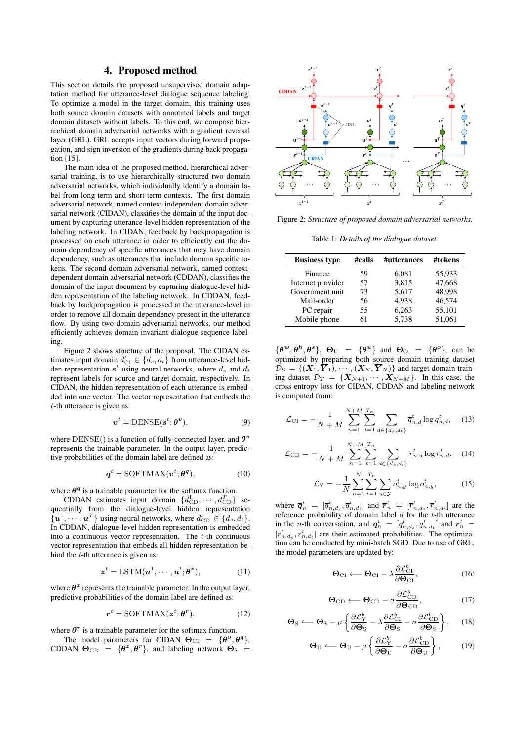## 4. Proposed method

This section details the proposed unsupervised domain adaptation method for utterance-level dialogue sequence labeling. To optimize a model in the target domain, this training uses both source domain datasets with annotated labels and target domain datasets without labels. To this end, we compose hierarchical domain adversarial networks with a gradient reversal layer (GRL). GRL accepts input vectors during forward propagation, and sign inversion of the gradients during back propagation [15].

The main idea of the proposed method, hierarchical adversarial training, is to use hierarchically-structured two domain adversarial networks, which individually identify a domain label from long-term and short-term contexts. The first domain adversarial network, named context-independent domain adversarial network (CIDAN), classifies the domain of the input document by capturing utterance-level hidden representation of the labeling network. In CIDAN, feedback by backpropagation is processed on each utterance in order to efficiently cut the domain dependency of specific utterances that may have domain dependency, such as utterances that include domain specific tokens. The second domain adversarial network, named context-dependent domain adversarial network (CDDAN), classifies the domain of the input document by capturing dialogue-level hidden representation of the labeling network. In CDDAN, feedback by backpropagation is processed at the utterance-level in order to remove all domain dependency present in the utterance flow. By using two domain adversarial networks, our method efficiently achieves domain-invariant dialogue sequence labeling.

Figure 2 shows structure of the proposal. The CIDAN estimates input domain $d^t_{\mathrm{CI}} \in \{d_s, d_t\}$ from utterance-level hidden representation $\boldsymbol{s}^t$ using neural networks, where $d_s$ and $d_t$ represent labels for source and target domain, respectively. In CIDAN, the hidden representation of each utterance is embedded into one vector. The vector representation that embeds the $t$-th utterance is given as:

$$\boldsymbol{v}^t = \mathrm{DENSE}(\boldsymbol{s}^t; \boldsymbol{\theta}^{\boldsymbol{v}}), \tag{9}$$

where $\mathrm{DENSE}()$ is a function of fully-connected layer, and $\boldsymbol{\theta}^{\boldsymbol{v}}$ represents the trainable parameter. In the output layer, predictive probabilities of the domain label are defined as:

$$\boldsymbol{q}^t = \mathrm{SOFTMAX}(\boldsymbol{v}^t; \boldsymbol{\theta}^{\boldsymbol{q}}), \tag{10}$$

where $\boldsymbol{\theta}^{\boldsymbol{q}}$ is a trainable parameter for the softmax function.

CDDAN estimates input domain $\{d^1_{\mathrm{CD}}, \cdots, d^T_{\mathrm{CD}}\}$ sequentially from the dialogue-level hidden representation $\{\boldsymbol{u}^1, \cdots, \boldsymbol{u}^T\}$ using neural networks, where $d^t_{\mathrm{CD}} \in \{d_s, d_t\}$. In CDDAN, dialogue-level hidden representation is embedded into a continuous vector representation. The $t$-th continuous vector representation that embeds all hidden representation behind the $t$-th utterance is given as:

$$\boldsymbol{z}^t = \mathrm{LSTM}(\boldsymbol{u}^1, \cdots, \boldsymbol{u}^t; \boldsymbol{\theta}^{\boldsymbol{z}}), \tag{11}$$

where $\boldsymbol{\theta}^{\boldsymbol{z}}$ represents the trainable parameter. In the output layer, predictive probabilities of the domain label are defined as:

$$\boldsymbol{r}^t = \mathrm{SOFTMAX}(\boldsymbol{z}^t; \boldsymbol{\theta}^{\boldsymbol{r}}), \tag{12}$$

where $\boldsymbol{\theta}^{\boldsymbol{r}}$ is a trainable parameter for the softmax function.

The model parameters for CIDAN $\boldsymbol{\Theta}_{\mathrm{CI}} = \{\boldsymbol{\theta}^{\boldsymbol{v}}, \boldsymbol{\theta}^{\boldsymbol{q}}\}$, CDDAN $\boldsymbol{\Theta}_{\mathrm{CD}} = \{\boldsymbol{\theta}^{\boldsymbol{z}}, \boldsymbol{\theta}^{\boldsymbol{r}}\}$, and labeling network $\boldsymbol{\Theta}_{\mathrm{S}} = \{\boldsymbol{\theta}^{\boldsymbol{w}}, \boldsymbol{\theta}^{\boldsymbol{h}}, \boldsymbol{\theta}^{\boldsymbol{s}}\}$, $\boldsymbol{\Theta}_{\mathrm{U}} = \{\boldsymbol{\theta}^{\boldsymbol{u}}\}$ and $\boldsymbol{\Theta}_{\mathrm{O}} = \{\boldsymbol{\theta}^{\boldsymbol{o}}\}$, can be optimized by preparing both source domain training dataset $\mathcal{D}_S = \{(\boldsymbol{X}_1, \overline{\boldsymbol{Y}}_1), \cdots, (\boldsymbol{X}_N, \overline{\boldsymbol{Y}}_N)\}$ and target domain training dataset $\mathcal{D}_T = \{\boldsymbol{X}_{N+1}, \cdots, \boldsymbol{X}_{N+M}\}$. In this case, the cross-entropy loss for CIDAN, CDDAN and labeling network is computed from:

$$\mathcal{L}_{\mathrm{CI}} = -\frac{1}{N+M} \sum_{n=1}^{N+M} \sum_{t=1}^{T_n} \sum_{d \in \{d_s, d_t\}} \overline{q}^t_{n,d} \log q^t_{n,d}, \tag{13}$$

$$\mathcal{L}_{\mathrm{CD}} = -\frac{1}{N+M} \sum_{n=1}^{N+M} \sum_{t=1}^{T_n} \sum_{d \in \{d_s, d_t\}} \overline{r}^t_{n,d} \log r^t_{n,d}, \tag{14}$$

$$\mathcal{L}_{\mathrm{Y}} = -\frac{1}{N} \sum_{n=1}^{N} \sum_{t=1}^{T_n} \sum_{y \in \mathcal{Y}} \overline{o}^t_{n,y} \log o^t_{n,y}, \tag{15}$$

where $\overline{\boldsymbol{q}}^t_n = [\overline{q}^t_{n,d_s}, \overline{q}^t_{n,d_t}]$ and $\overline{\boldsymbol{r}}^t_n = [\overline{r}^t_{n,d_s}, \overline{r}^t_{n,d_t}]$ are the reference probability of domain label $d$ for the $t$-th utterance in the $n$-th conversation, and $\boldsymbol{q}^t_n = [q^t_{n,d_s}, q^t_{n,d_t}]$ and $\boldsymbol{r}^t_n = [r^t_{n,d_s}, r^t_{n,d_t}]$ are their estimated probabilities. The optimization can be conducted by mini-batch SGD. Due to use of GRL, the model parameters are updated by:

$$\boldsymbol{\Theta}_{\mathrm{CI}} \longleftarrow \boldsymbol{\Theta}_{\mathrm{CI}} - \lambda \frac{\partial \mathcal{L}^b_{\mathrm{CI}}}{\partial \boldsymbol{\Theta}_{\mathrm{CI}}}, \tag{16}$$

$$\boldsymbol{\Theta}_{\mathrm{CD}} \longleftarrow \boldsymbol{\Theta}_{\mathrm{CD}} - \sigma \frac{\partial \mathcal{L}^b_{\mathrm{CD}}}{\partial \boldsymbol{\Theta}_{\mathrm{CD}}}, \tag{17}$$

$$\boldsymbol{\Theta}_{\mathrm{S}} \longleftarrow \boldsymbol{\Theta}_{\mathrm{S}} - \mu \left\{ \frac{\partial \mathcal{L}^b_{\mathrm{Y}}}{\partial \boldsymbol{\Theta}_{\mathrm{S}}} - \lambda \frac{\partial \mathcal{L}^b_{\mathrm{CI}}}{\partial \boldsymbol{\Theta}_{\mathrm{S}}} - \sigma \frac{\partial \mathcal{L}^b_{\mathrm{CD}}}{\partial \boldsymbol{\Theta}_{\mathrm{S}}} \right\}, \tag{18}$$

$$\boldsymbol{\Theta}_{\mathrm{U}} \longleftarrow \boldsymbol{\Theta}_{\mathrm{U}} - \mu \left\{ \frac{\partial \mathcal{L}^b_{\mathrm{Y}}}{\partial \boldsymbol{\Theta}_{\mathrm{U}}} - \sigma \frac{\partial \mathcal{L}^b_{\mathrm{CD}}}{\partial \boldsymbol{\Theta}_{\mathrm{U}}} \right\}, \tag{19}$$

Figure 2: *Structure of proposed domain adversarial networks.*

Table 1: *Details of the dialogue dataset.*

| Business type | #calls | #utterances | #tokens |
|---|---|---|---|
| Finance | 59 | 6,081 | 55,933 |
| Internet provider | 57 | 3,815 | 47,668 |
| Government unit | 73 | 5,617 | 48,998 |
| Mail-order | 56 | 4,938 | 46,574 |
| PC repair | 55 | 6,263 | 55,101 |
| Mobile phone | 61 | 5,738 | 51,061 |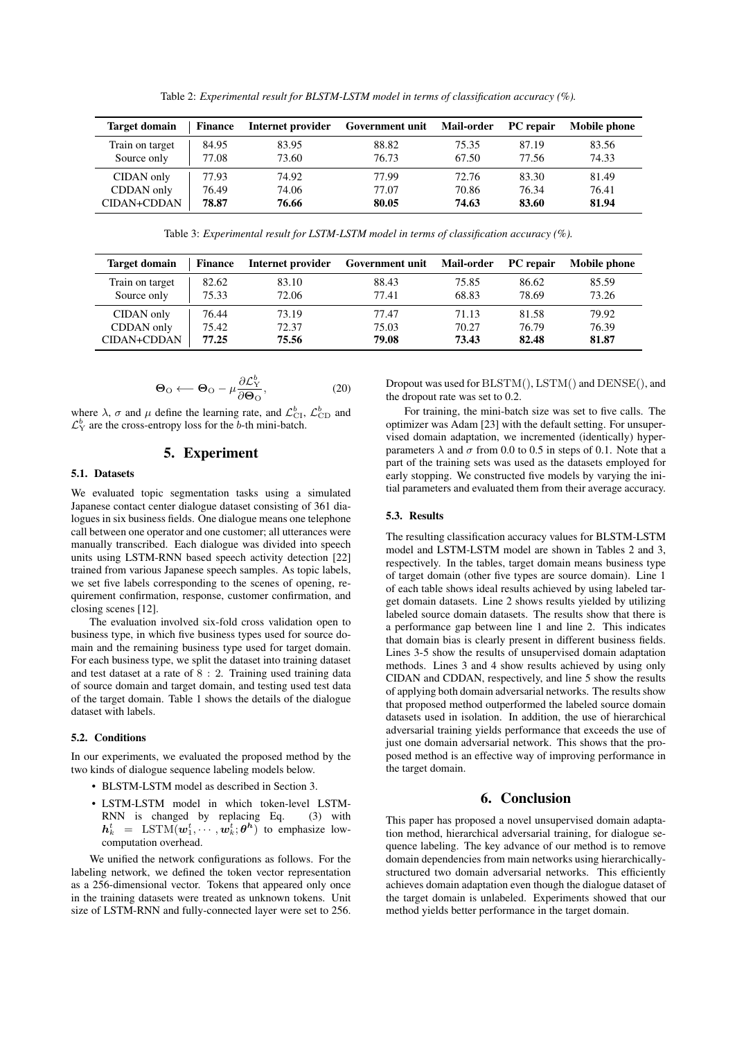Table 2: *Experimental result for BLSTM-LSTM model in terms of classification accuracy (%).*

| Target domain | Finance | Internet provider | Government unit | Mail-order | PC repair | Mobile phone |
|---|---|---|---|---|---|---|
| Train on target | 84.95 | 83.95 | 88.82 | 75.35 | 87.19 | 83.56 |
| Source only | 77.08 | 73.60 | 76.73 | 67.50 | 77.56 | 74.33 |
| CIDAN only | 77.93 | 74.92 | 77.99 | 72.76 | 83.30 | 81.49 |
| CDDAN only | 76.49 | 74.06 | 77.07 | 70.86 | 76.34 | 76.41 |
| CIDAN+CDDAN | **78.87** | **76.66** | **80.05** | **74.63** | **83.60** | **81.94** |

Table 3: *Experimental result for LSTM-LSTM model in terms of classification accuracy (%).*

| Target domain | Finance | Internet provider | Government unit | Mail-order | PC repair | Mobile phone |
|---|---|---|---|---|---|---|
| Train on target | 82.62 | 83.10 | 88.43 | 75.85 | 86.62 | 85.59 |
| Source only | 75.33 | 72.06 | 77.41 | 68.83 | 78.69 | 73.26 |
| CIDAN only | 76.44 | 73.19 | 77.47 | 71.13 | 81.58 | 79.92 |
| CDDAN only | 75.42 | 72.37 | 75.03 | 70.27 | 76.79 | 76.39 |
| CIDAN+CDDAN | **77.25** | **75.56** | **79.08** | **73.43** | **82.48** | **81.87** |

$$\boldsymbol{\Theta}_{\rm O} \longleftarrow \boldsymbol{\Theta}_{\rm O} - \mu \frac{\partial \mathcal{L}_{\rm Y}^{b}}{\partial \boldsymbol{\Theta}_{\rm O}}, \tag{20}$$

where $\lambda$, $\sigma$ and $\mu$ define the learning rate, and $\mathcal{L}_{\rm CI}^{b}$, $\mathcal{L}_{\rm CD}^{b}$ and $\mathcal{L}_{\rm Y}^{b}$ are the cross-entropy loss for the $b$-th mini-batch.

# 5. Experiment

### 5.1. Datasets

We evaluated topic segmentation tasks using a simulated Japanese contact center dialogue dataset consisting of 361 dialogues in six business fields. One dialogue means one telephone call between one operator and one customer; all utterances were manually transcribed. Each dialogue was divided into speech units using LSTM-RNN based speech activity detection [22] trained from various Japanese speech samples. As topic labels, we set five labels corresponding to the scenes of opening, requirement confirmation, response, customer confirmation, and closing scenes [12].

The evaluation involved six-fold cross validation open to business type, in which five business types used for source domain and the remaining business type used for target domain. For each business type, we split the dataset into training dataset and test dataset at a rate of $8:2$. Training used training data of source domain and target domain, and testing used test data of the target domain. Table 1 shows the details of the dialogue dataset with labels.

### 5.2. Conditions

In our experiments, we evaluated the proposed method by the two kinds of dialogue sequence labeling models below.

- BLSTM-LSTM model as described in Section 3.
- LSTM-LSTM model in which token-level LSTM-RNN is changed by replacing Eq. (3) with $\boldsymbol{h}_k^t = {\rm LSTM}(\boldsymbol{w}_1^t, \cdots, \boldsymbol{w}_k^t; \boldsymbol{\theta}^{\boldsymbol{h}})$ to emphasize low-computation overhead.

We unified the network configurations as follows. For the labeling network, we defined the token vector representation as a 256-dimensional vector. Tokens that appeared only once in the training datasets were treated as unknown tokens. Unit size of LSTM-RNN and fully-connected layer were set to 256. Dropout was used for ${\rm BLSTM}()$, ${\rm LSTM}()$ and ${\rm DENSE}()$, and the dropout rate was set to 0.2.

For training, the mini-batch size was set to five calls. The optimizer was Adam [23] with the default setting. For unsupervised domain adaptation, we incremented (identically) hyperparameters $\lambda$ and $\sigma$ from 0.0 to 0.5 in steps of 0.1. Note that a part of the training sets was used as the datasets employed for early stopping. We constructed five models by varying the initial parameters and evaluated them from their average accuracy.

### 5.3. Results

The resulting classification accuracy values for BLSTM-LSTM model and LSTM-LSTM model are shown in Tables 2 and 3, respectively. In the tables, target domain means business type of target domain (other five types are source domain). Line 1 of each table shows ideal results achieved by using labeled target domain datasets. Line 2 shows results yielded by utilizing labeled source domain datasets. The results show that there is a performance gap between line 1 and line 2. This indicates that domain bias is clearly present in different business fields. Lines 3-5 show the results of unsupervised domain adaptation methods. Lines 3 and 4 show results achieved by using only CIDAN and CDDAN, respectively, and line 5 show the results of applying both domain adversarial networks. The results show that proposed method outperformed the labeled source domain datasets used in isolation. In addition, the use of hierarchical adversarial training yields performance that exceeds the use of just one domain adversarial network. This shows that the proposed method is an effective way of improving performance in the target domain.

# 6. Conclusion

This paper has proposed a novel unsupervised domain adaptation method, hierarchical adversarial training, for dialogue sequence labeling. The key advance of our method is to remove domain dependencies from main networks using hierarchically-structured two domain adversarial networks. This efficiently achieves domain adaptation even though the dialogue dataset of the target domain is unlabeled. Experiments showed that our method yields better performance in the target domain.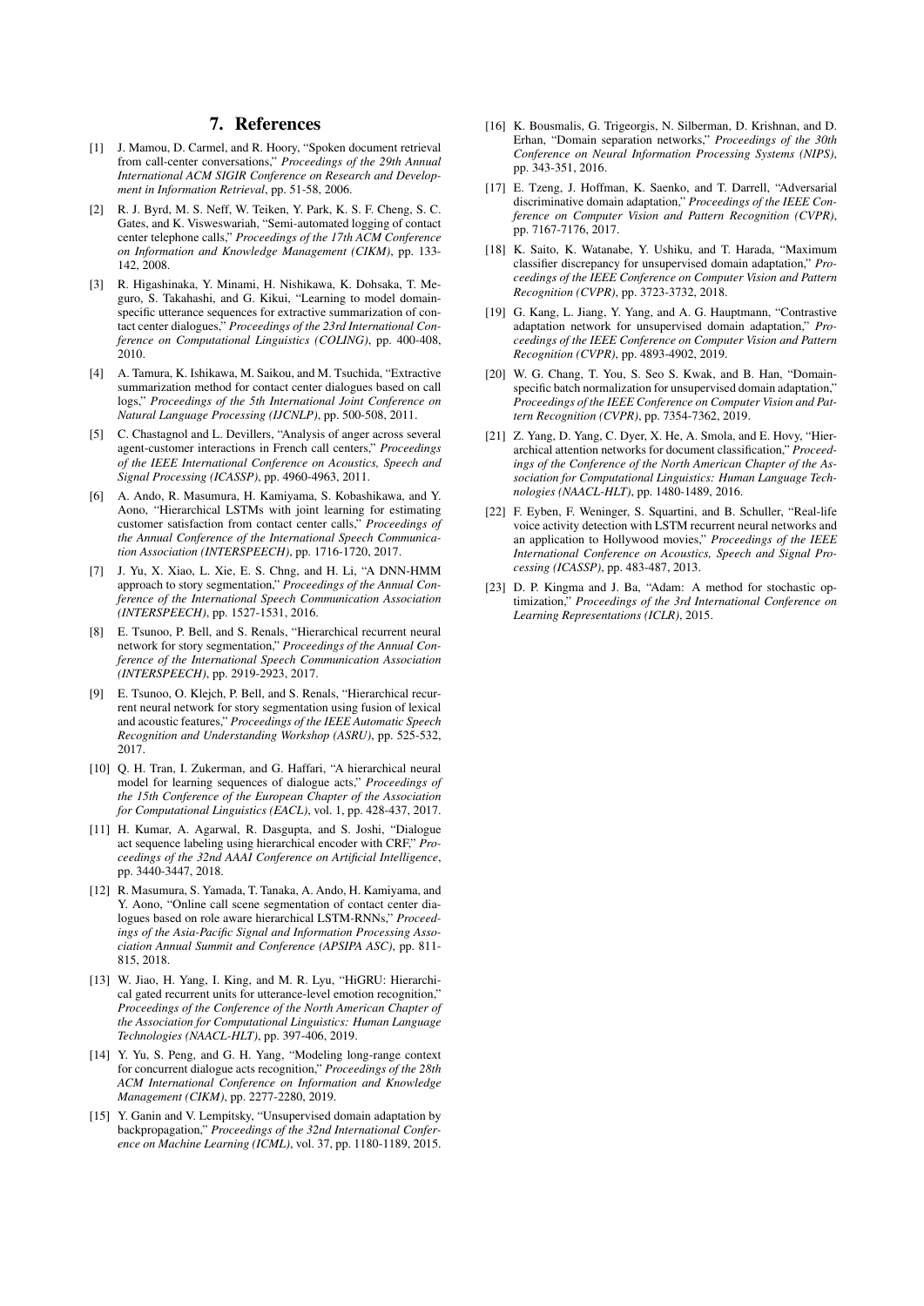## 7. References

[1] J. Mamou, D. Carmel, and R. Hoory, "Spoken document retrieval from call-center conversations," *Proceedings of the 29th Annual International ACM SIGIR Conference on Research and Development in Information Retrieval*, pp. 51-58, 2006.

[2] R. J. Byrd, M. S. Neff, W. Teiken, Y. Park, K. S. F. Cheng, S. C. Gates, and K. Visweswariah, "Semi-automated logging of contact center telephone calls," *Proceedings of the 17th ACM Conference on Information and Knowledge Management (CIKM)*, pp. 133-142, 2008.

[3] R. Higashinaka, Y. Minami, H. Nishikawa, K. Dohsaka, T. Meguro, S. Takahashi, and G. Kikui, "Learning to model domain-specific utterance sequences for extractive summarization of contact center dialogues," *Proceedings of the 23rd International Conference on Computational Linguistics (COLING)*, pp. 400-408, 2010.

[4] A. Tamura, K. Ishikawa, M. Saikou, and M. Tsuchida, "Extractive summarization method for contact center dialogues based on call logs," *Proceedings of the 5th International Joint Conference on Natural Language Processing (IJCNLP)*, pp. 500-508, 2011.

[5] C. Chastagnol and L. Devillers, "Analysis of anger across several agent-customer interactions in French call centers," *Proceedings of the IEEE International Conference on Acoustics, Speech and Signal Processing (ICASSP)*, pp. 4960-4963, 2011.

[6] A. Ando, R. Masumura, H. Kamiyama, S. Kobashikawa, and Y. Aono, "Hierarchical LSTMs with joint learning for estimating customer satisfaction from contact center calls," *Proceedings of the Annual Conference of the International Speech Communication Association (INTERSPEECH)*, pp. 1716-1720, 2017.

[7] J. Yu, X. Xiao, L. Xie, E. S. Chng, and H. Li, "A DNN-HMM approach to story segmentation," *Proceedings of the Annual Conference of the International Speech Communication Association (INTERSPEECH)*, pp. 1527-1531, 2016.

[8] E. Tsunoo, P. Bell, and S. Renals, "Hierarchical recurrent neural network for story segmentation," *Proceedings of the Annual Conference of the International Speech Communication Association (INTERSPEECH)*, pp. 2919-2923, 2017.

[9] E. Tsunoo, O. Klejch, P. Bell, and S. Renals, "Hierarchical recurrent neural network for story segmentation using fusion of lexical and acoustic features," *Proceedings of the IEEE Automatic Speech Recognition and Understanding Workshop (ASRU)*, pp. 525-532, 2017.

[10] Q. H. Tran, I. Zukerman, and G. Haffari, "A hierarchical neural model for learning sequences of dialogue acts," *Proceedings of the 15th Conference of the European Chapter of the Association for Computational Linguistics (EACL)*, vol. 1, pp. 428-437, 2017.

[11] H. Kumar, A. Agarwal, R. Dasgupta, and S. Joshi, "Dialogue act sequence labeling using hierarchical encoder with CRF," *Proceedings of the 32nd AAAI Conference on Artificial Intelligence*, pp. 3440-3447, 2018.

[12] R. Masumura, S. Yamada, T. Tanaka, A. Ando, H. Kamiyama, and Y. Aono, "Online call scene segmentation of contact center dialogues based on role aware hierarchical LSTM-RNNs," *Proceedings of the Asia-Pacific Signal and Information Processing Association Annual Summit and Conference (APSIPA ASC)*, pp. 811-815, 2018.

[13] W. Jiao, H. Yang, I. King, and M. R. Lyu, "HiGRU: Hierarchical gated recurrent units for utterance-level emotion recognition," *Proceedings of the Conference of the North American Chapter of the Association for Computational Linguistics: Human Language Technologies (NAACL-HLT)*, pp. 397-406, 2019.

[14] Y. Yu, S. Peng, and G. H. Yang, "Modeling long-range context for concurrent dialogue acts recognition," *Proceedings of the 28th ACM International Conference on Information and Knowledge Management (CIKM)*, pp. 2277-2280, 2019.

[15] Y. Ganin and V. Lempitsky, "Unsupervised domain adaptation by backpropagation," *Proceedings of the 32nd International Conference on Machine Learning (ICML)*, vol. 37, pp. 1180-1189, 2015.

[16] K. Bousmalis, G. Trigeorgis, N. Silberman, D. Krishnan, and D. Erhan, "Domain separation networks," *Proceedings of the 30th Conference on Neural Information Processing Systems (NIPS)*, pp. 343-351, 2016.

[17] E. Tzeng, J. Hoffman, K. Saenko, and T. Darrell, "Adversarial discriminative domain adaptation," *Proceedings of the IEEE Conference on Computer Vision and Pattern Recognition (CVPR)*, pp. 7167-7176, 2017.

[18] K. Saito, K. Watanabe, Y. Ushiku, and T. Harada, "Maximum classifier discrepancy for unsupervised domain adaptation," *Proceedings of the IEEE Conference on Computer Vision and Pattern Recognition (CVPR)*, pp. 3723-3732, 2018.

[19] G. Kang, L. Jiang, Y. Yang, and A. G. Hauptmann, "Contrastive adaptation network for unsupervised domain adaptation," *Proceedings of the IEEE Conference on Computer Vision and Pattern Recognition (CVPR)*, pp. 4893-4902, 2019.

[20] W. G. Chang, T. You, S. Seo S. Kwak, and B. Han, "Domain-specific batch normalization for unsupervised domain adaptation," *Proceedings of the IEEE Conference on Computer Vision and Pattern Recognition (CVPR)*, pp. 7354-7362, 2019.

[21] Z. Yang, D. Yang, C. Dyer, X. He, A. Smola, and E. Hovy, "Hierarchical attention networks for document classification," *Proceedings of the Conference of the North American Chapter of the Association for Computational Linguistics: Human Language Technologies (NAACL-HLT)*, pp. 1480-1489, 2016.

[22] F. Eyben, F. Weninger, S. Squartini, and B. Schuller, "Real-life voice activity detection with LSTM recurrent neural networks and an application to Hollywood movies," *Proceedings of the IEEE International Conference on Acoustics, Speech and Signal Processing (ICASSP)*, pp. 483-487, 2013.

[23] D. P. Kingma and J. Ba, "Adam: A method for stochastic optimization," *Proceedings of the 3rd International Conference on Learning Representations (ICLR)*, 2015.